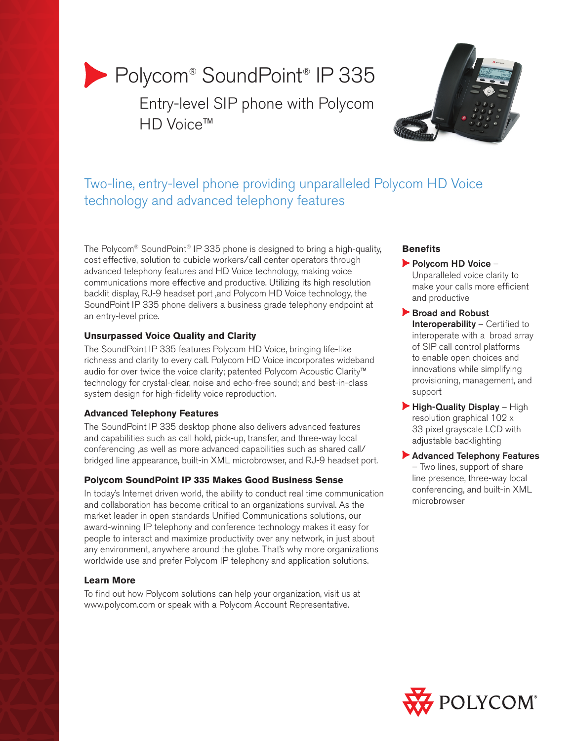# Polycom® SoundPoint® IP 335

## Entry-level SIP phone with Polycom HD Voice™

## Two-line, entry-level phone providing unparalleled Polycom HD Voice technology and advanced telephony features

The Polycom® SoundPoint® IP 335 phone is designed to bring a high-quality, cost effective, solution to cubicle workers/call center operators through advanced telephony features and HD Voice technology, making voice communications more effective and productive. Utilizing its high resolution backlit display, RJ-9 headset port ,and Polycom HD Voice technology, the SoundPoint IP 335 phone delivers a business grade telephony endpoint at an entry-level price.

### Unsurpassed Voice Quality and Clarity

The SoundPoint IP 335 features Polycom HD Voice, bringing life-like richness and clarity to every call. Polycom HD Voice incorporates wideband audio for over twice the voice clarity; patented Polycom Acoustic Clarity™ technology for crystal-clear, noise and echo-free sound; and best-in-class system design for high-fidelity voice reproduction.

### Advanced Telephony Features

The SoundPoint IP 335 desktop phone also delivers advanced features and capabilities such as call hold, pick-up, transfer, and three-way local conferencing ,as well as more advanced capabilities such as shared call/bridged line appearance, built-in XML microbrowser, and RJ-9 headset port.

### Polycom SoundPoint IP 335 Makes Good Business Sense

In today's Internet driven world, the ability to conduct real time communication and collaboration has become critical to an organizations survival. As the market leader in open standards Unified Communications solutions, our award-winning IP telephony and conference technology makes it easy for people to interact and maximize productivity over any network, in just about any environment, anywhere around the globe. That's why more organizations worldwide use and prefer Polycom IP telephony and application solutions.

### Learn More

To find out how Polycom solutions can help your organization, visit us at www.polycom.com or speak with a Polycom Account Representative.

### Benefits

- **Polycom HD Voice** – Unparalleled voice clarity to make your calls more efficient and productive
- **Broad and Robust Interoperability** – Certified to interoperate with a broad array of SIP call control platforms to enable open choices and innovations while simplifying provisioning, management, and support
- **High-Quality Display** – High resolution graphical 102 x 33 pixel grayscale LCD with adjustable backlighting
- **Advanced Telephony Features** – Two lines, support of share line presence, three-way local conferencing, and built-in XML microbrowser

POLYCOM®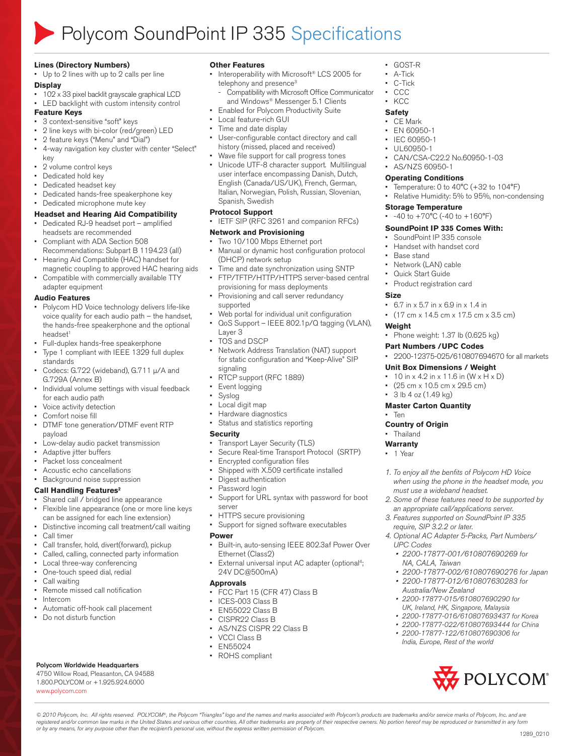# Polycom SoundPoint IP 335 Specifications

### Lines (Directory Numbers)

- Up to 2 lines with up to 2 calls per line

### Display

- 102 x 33 pixel backlit grayscale graphical LCD
- LED backlight with custom intensity control

### Feature Keys

- 3 context-sensitive "soft" keys
- 2 line keys with bi-color (red/green) LED
- 2 feature keys ("Menu" and "Dial")
- 4-way navigation key cluster with center "Select" key
- 2 volume control keys
- Dedicated hold key
- Dedicated headset key
- Dedicated hands-free speakerphone key
- Dedicated microphone mute key

### Headset and Hearing Aid Compatibility

- Dedicated RJ-9 headset port – amplified headsets are recommended
- Compliant with ADA Section 508 Recommendations: Subpart B 1194.23 (all)
- Hearing Aid Compatible (HAC) handset for magnetic coupling to approved HAC hearing aids
- Compatible with commercially available TTY adapter equipment

### Audio Features

- Polycom HD Voice technology delivers life-like voice quality for each audio path – the handset, the hands-free speakerphone and the optional headset[1]
- Full-duplex hands-free speakerphone
- Type 1 compliant with IEEE 1329 full duplex standards
- Codecs: G.722 (wideband), G.711 µ/A and G.729A (Annex B)
- Individual volume settings with visual feedback for each audio path
- Voice activity detection
- Comfort noise fill
- DTMF tone generation/DTMF event RTP payload
- Low-delay audio packet transmission
- Adaptive jitter buffers
- Packet loss concealment
- Acoustic echo cancellations
- Background noise suppression

### Call Handling Features[2]

- Shared call / bridged line appearance
- Flexible line appearance (one or more line keys can be assigned for each line extension)
- Distinctive incoming call treatment/call waiting
- Call timer
- Call transfer, hold, divert(forward), pickup
- Called, calling, connected party information
- Local three-way conferencing
- One-touch speed dial, redial
- Call waiting
- Remote missed call notification
- Intercom
- Automatic off-hook call placement
- Do not disturb function

### Other Features

- Interoperability with Microsoft® LCS 2005 for telephony and presence[3]
  - Compatibility with Microsoft Office Communicator and Windows® Messenger 5.1 Clients
- Enabled for Polycom Productivity Suite
- Local feature-rich GUI
- Time and date display
- User-configurable contact directory and call history (missed, placed and received)
- Wave file support for call progress tones
- Unicode UTF-8 character support. Multilingual user interface encompassing Danish, Dutch, English (Canada/US/UK), French, German, Italian, Norwegian, Polish, Russian, Slovenian, Spanish, Swedish

### Protocol Support

- IETF SIP (RFC 3261 and companion RFCs)

### Network and Provisioning

- Two 10/100 Mbps Ethernet port
- Manual or dynamic host configuration protocol (DHCP) network setup
- Time and date synchronization using SNTP
- FTP/TFTP/HTTP/HTTPS server-based central provisioning for mass deployments
- Provisioning and call server redundancy supported
- Web portal for individual unit configuration
- QoS Support – IEEE 802.1p/Q tagging (VLAN), Layer 3
- TOS and DSCP
- Network Address Translation (NAT) support for static configuration and "Keep-Alive" SIP signaling
- RTCP support (RFC 1889)
- Event logging
- Syslog
- Local digit map
- Hardware diagnostics
- Status and statistics reporting

### Security

- Transport Layer Security (TLS)
- Secure Real-time Transport Protocol (SRTP)
- Encrypted configuration files
- Shipped with X.509 certificate installed
- Digest authentication
- Password login
- Support for URL syntax with password for boot server
- HTTPS secure provisioning
- Support for signed software executables

### Power

- Built-in, auto-sensing IEEE 802.3af Power Over Ethernet (Class2)
- External universal input AC adapter (optional[4]; 24V DC@500mA)

### Approvals

- FCC Part 15 (CFR 47) Class B
- ICES-003 Class B
- EN55022 Class B
- CISPR22 Class B
- AS/NZS CISPR 22 Class B
- VCCI Class B
- EN55024
- ROHS compliant
- GOST-R
- A-Tick
- C-Tick
- CCC
- KCC

### Safety

- CE Mark
- EN 60950-1
- IEC 60950-1
- UL60950-1
- CAN/CSA-C22.2 No.60950-1-03
- AS/NZS 60950-1

### Operating Conditions

- Temperature: 0 to 40°C (+32 to 104°F)
- Relative Humidity: 5% to 95%, non-condensing

### Storage Temperature

- -40 to +70°C (-40 to +160°F)

### SoundPoint IP 335 Comes With:

- SoundPoint IP 335 console
- Handset with handset cord
- Base stand
- Network (LAN) cable
- Quick Start Guide
- Product registration card

### Size

- 6.7 in x 5.7 in x 6.9 in x 1.4 in
- (17 cm x 14.5 cm x 17.5 cm x 3.5 cm)

### Weight

- Phone weight: 1.37 lb (0.625 kg)

### Part Numbers /UPC Codes

- 2200-12375-025/610807694670 for all markets

### Unit Box Dimensions / Weight

- 10 in x 4.2 in x 11.6 in (W x H x D)
- (25 cm x 10.5 cm x 29.5 cm)
- 3 lb 4 oz (1.49 kg)

### Master Carton Quantity

- Ten

### Country of Origin

- Thailand

### Warranty

- 1 Year

*1. To enjoy all the benfits of Polycom HD Voice when using the phone in the headset mode, you must use a wideband headset.*

*2. Some of these features need to be supported by an appropriate call/applications server.*

*3. Features supported on SoundPoint IP 335 require, SIP 3.2.2 or later.*

*4. Optional AC Adapter 5-Packs, Part Numbers/ UPC Codes*

- *2200-17877-001/610807690269 for NA, CALA, Taiwan*
- *2200-17877-002/610807690276 for Japan*
- *2200-17877-012/610807630283 for Australia/New Zealand*
- *2200-17877-015/610807690290 for UK, Ireland, HK, Singapore, Malaysia*
- *2200-17877-016/610807693437 for Korea*
- *2200-17877-022/610807693444 for China*
- *2200-17877-122/610807690306 for India, Europe, Rest of the world*

**Polycom Worldwide Headquarters**
4750 Willow Road, Pleasanton, CA 94588
1.800.POLYCOM or +1.925.924.6000
www.polycom.com

POLYCOM®

*© 2010 Polycom, Inc. All rights reserved. POLYCOM®, the Polycom "Triangles" logo and the names and marks associated with Polycom's products are trademarks and/or service marks of Polycom, Inc. and are registered and/or common law marks in the United States and various other countries. All other trademarks are property of their respective owners. No portion hereof may be reproduced or transmitted in any form or by any means, for any purpose other than the recipient's personal use, without the express written permission of Polycom.*

1289_0210